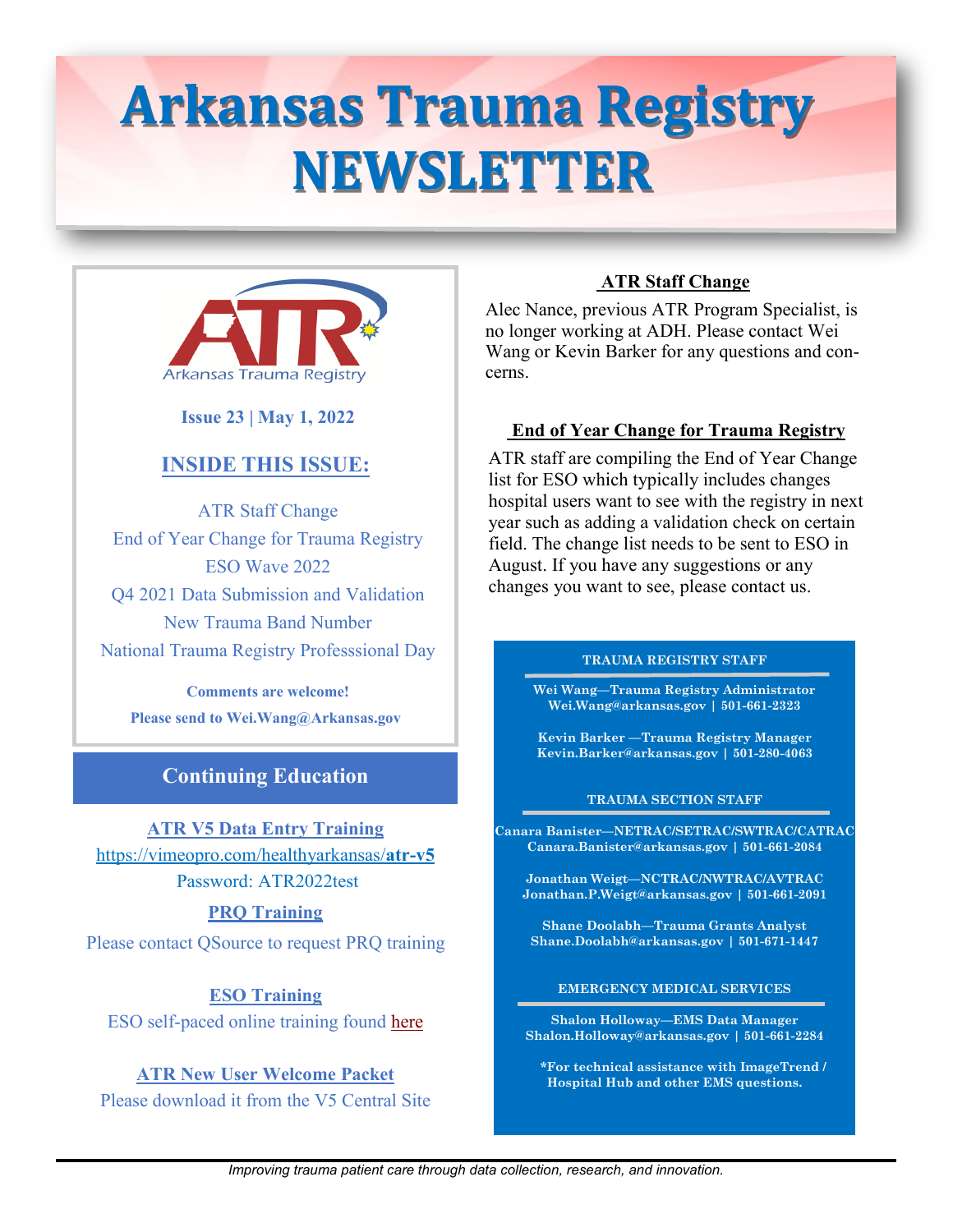# Arkansas Trauma Registry NEWSLETTER

Arkansas Trauma Registry

**Issue 23 | May 1, 2022**

## INSIDE THIS ISSUE:

ATR Staff Change
End of Year Change for Trauma Registry
ESO Wave 2022
Q4 2021 Data Submission and Validation
New Trauma Band Number
National Trauma Registry Professsional Day

**Comments are welcome!**
**Please send to Wei.Wang@Arkansas.gov**

## Continuing Education

**ATR V5 Data Entry Training**
https://vimeopro.com/healthyarkansas/**atr-v5**
Password: ATR2022test

**PRQ Training**
Please contact QSource to request PRQ training

**ESO Training**
ESO self-paced online training found here

**ATR New User Welcome Packet**
Please download it from the V5 Central Site

## ATR Staff Change

Alec Nance, previous ATR Program Specialist, is no longer working at ADH. Please contact Wei Wang or Kevin Barker for any questions and concerns.

## End of Year Change for Trauma Registry

ATR staff are compiling the End of Year Change list for ESO which typically includes changes hospital users want to see with the registry in next year such as adding a validation check on certain field. The change list needs to be sent to ESO in August. If you have any suggestions or any changes you want to see, please contact us.

**TRAUMA REGISTRY STAFF**

**Wei Wang—Trauma Registry Administrator**
**Wei.Wang@arkansas.gov | 501-661-2323**

**Kevin Barker —Trauma Registry Manager**
**Kevin.Barker@arkansas.gov | 501-280-4063**

**TRAUMA SECTION STAFF**

**Canara Banister—NETRAC/SETRAC/SWTRAC/CATRAC**
**Canara.Banister@arkansas.gov | 501-661-2084**

**Jonathan Weigt—NCTRAC/NWTRAC/AVTRAC**
**Jonathan.P.Weigt@arkansas.gov | 501-661-2091**

**Shane Doolabh—Trauma Grants Analyst**
**Shane.Doolabh@arkansas.gov | 501-671-1447**

**EMERGENCY MEDICAL SERVICES**

**Shalon Holloway—EMS Data Manager**
**Shalon.Holloway@arkansas.gov | 501-661-2284**

**\*For technical assistance with ImageTrend / Hospital Hub and other EMS questions.**

*Improving trauma patient care through data collection, research, and innovation.*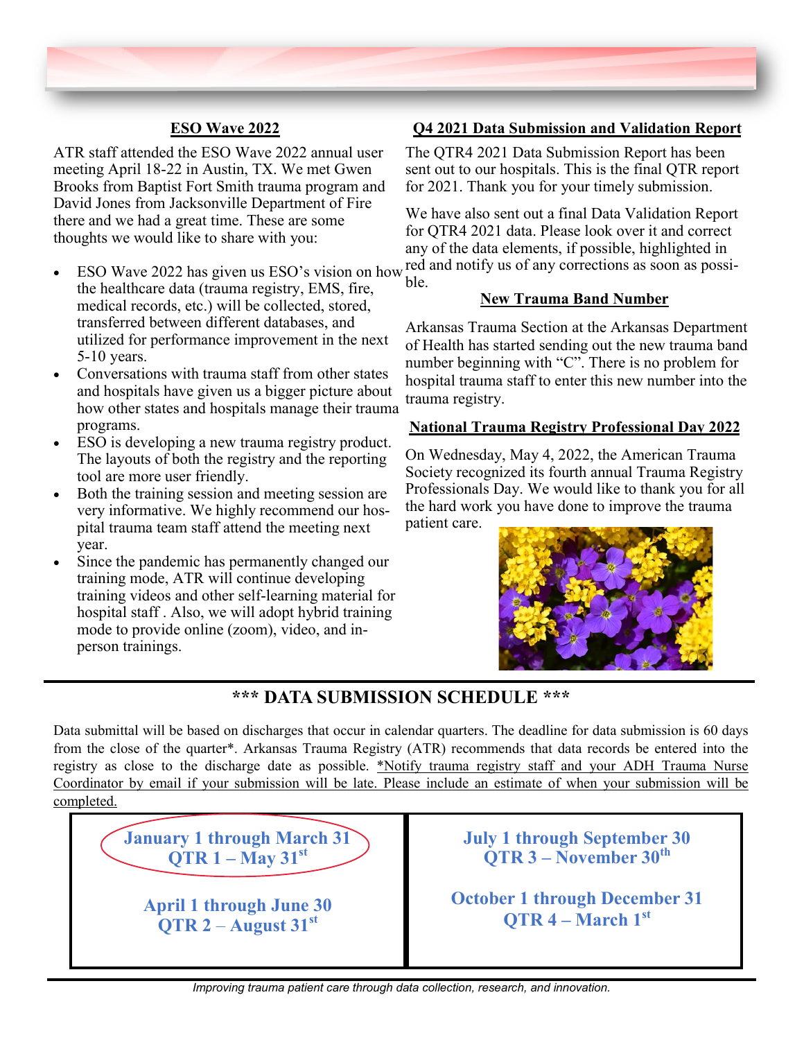## ESO Wave 2022

ATR staff attended the ESO Wave 2022 annual user meeting April 18-22 in Austin, TX. We met Gwen Brooks from Baptist Fort Smith trauma program and David Jones from Jacksonville Department of Fire there and we had a great time. These are some thoughts we would like to share with you:

- ESO Wave 2022 has given us ESO's vision on how the healthcare data (trauma registry, EMS, fire, medical records, etc.) will be collected, stored, transferred between different databases, and utilized for performance improvement in the next 5-10 years.
- Conversations with trauma staff from other states and hospitals have given us a bigger picture about how other states and hospitals manage their trauma programs.
- ESO is developing a new trauma registry product. The layouts of both the registry and the reporting tool are more user friendly.
- Both the training session and meeting session are very informative. We highly recommend our hospital trauma team staff attend the meeting next year.
- Since the pandemic has permanently changed our training mode, ATR will continue developing training videos and other self-learning material for hospital staff . Also, we will adopt hybrid training mode to provide online (zoom), video, and in-person trainings.

## Q4 2021 Data Submission and Validation Report

The QTR4 2021 Data Submission Report has been sent out to our hospitals. This is the final QTR report for 2021. Thank you for your timely submission.

We have also sent out a final Data Validation Report for QTR4 2021 data. Please look over it and correct any of the data elements, if possible, highlighted in red and notify us of any corrections as soon as possible.

## New Trauma Band Number

Arkansas Trauma Section at the Arkansas Department of Health has started sending out the new trauma band number beginning with "C". There is no problem for hospital trauma staff to enter this new number into the trauma registry.

## National Trauma Registry Professional Day 2022

On Wednesday, May 4, 2022, the American Trauma Society recognized its fourth annual Trauma Registry Professionals Day. We would like to thank you for all the hard work you have done to improve the trauma patient care.

## \*\*\* DATA SUBMISSION SCHEDULE \*\*\*

Data submittal will be based on discharges that occur in calendar quarters. The deadline for data submission is 60 days from the close of the quarter*. Arkansas Trauma Registry (ATR) recommends that data records be entered into the registry as close to the discharge date as possible. <u>*Notify trauma registry staff and your ADH Trauma Nurse Coordinator by email if your submission will be late. Please include an estimate of when your submission will be completed.</u>

| | |
|---|---|
| **January 1 through March 31**<br>**QTR 1 – May 31st** | **July 1 through September 30**<br>**QTR 3 – November 30th** |
| **April 1 through June 30**<br>**QTR 2 – August 31st** | **October 1 through December 31**<br>**QTR 4 – March 1st** |

*Improving trauma patient care through data collection, research, and innovation.*